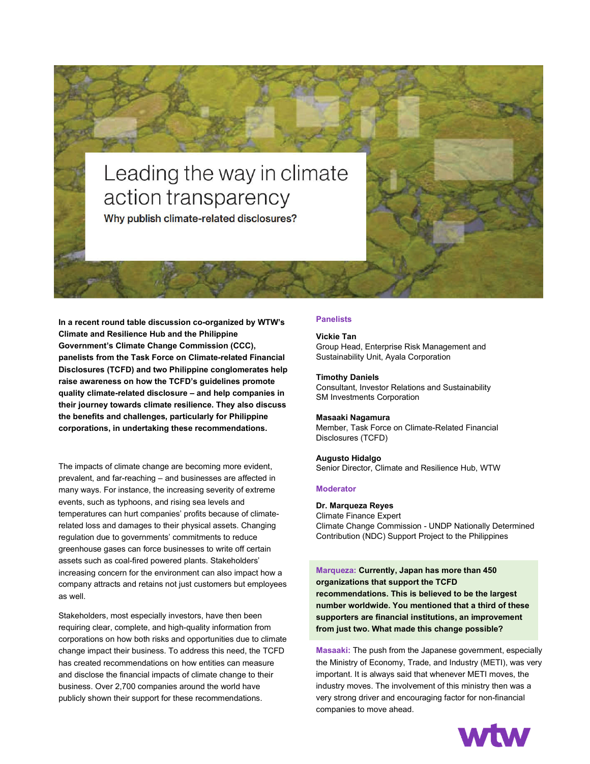# Leading the way in climate action transparency

## Why publish climate-related disclosures?

**In a recent round table discussion co-organized by WTW's Climate and Resilience Hub and the Philippine Government's Climate Change Commission (CCC), panelists from the Task Force on Climate-related Financial Disclosures (TCFD) and two Philippine conglomerates help raise awareness on how the TCFD's guidelines promote quality climate-related disclosure – and help companies in their journey towards climate resilience. They also discuss the benefits and challenges, particularly for Philippine corporations, in undertaking these recommendations.**

The impacts of climate change are becoming more evident, prevalent, and far-reaching – and businesses are affected in many ways. For instance, the increasing severity of extreme events, such as typhoons, and rising sea levels and temperatures can hurt companies' profits because of climate-related loss and damages to their physical assets. Changing regulation due to governments' commitments to reduce greenhouse gases can force businesses to write off certain assets such as coal-fired powered plants. Stakeholders' increasing concern for the environment can also impact how a company attracts and retains not just customers but employees as well.

Stakeholders, most especially investors, have then been requiring clear, complete, and high-quality information from corporations on how both risks and opportunities due to climate change impact their business. To address this need, the TCFD has created recommendations on how entities can measure and disclose the financial impacts of climate change to their business. Over 2,700 companies around the world have publicly shown their support for these recommendations.

### Panelists

**Vickie Tan**
Group Head, Enterprise Risk Management and Sustainability Unit, Ayala Corporation

**Timothy Daniels**
Consultant, Investor Relations and Sustainability
SM Investments Corporation

**Masaaki Nagamura**
Member, Task Force on Climate-Related Financial Disclosures (TCFD)

**Augusto Hidalgo**
Senior Director, Climate and Resilience Hub, WTW

### Moderator

**Dr. Marqueza Reyes**
Climate Finance Expert
Climate Change Commission - UNDP Nationally Determined Contribution (NDC) Support Project to the Philippines

**Marqueza: Currently, Japan has more than 450 organizations that support the TCFD recommendations. This is believed to be the largest number worldwide. You mentioned that a third of these supporters are financial institutions, an improvement from just two. What made this change possible?**

**Masaaki:** The push from the Japanese government, especially the Ministry of Economy, Trade, and Industry (METI), was very important. It is always said that whenever METI moves, the industry moves. The involvement of this ministry then was a very strong driver and encouraging factor for non-financial companies to move ahead.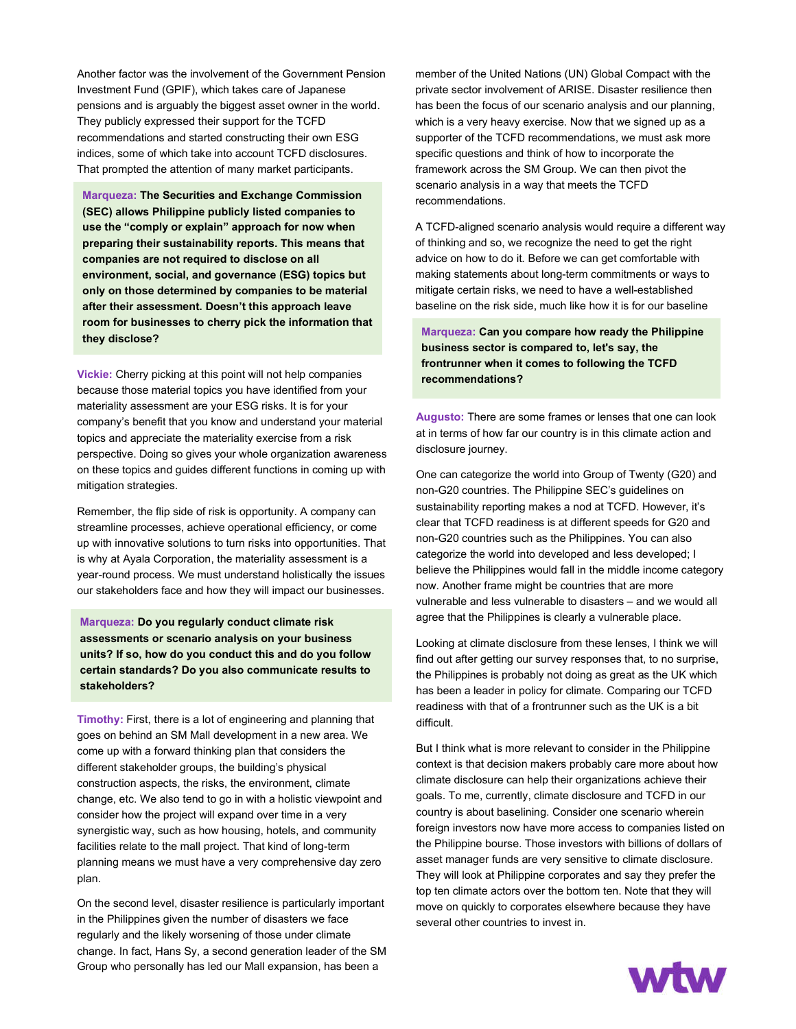Another factor was the involvement of the Government Pension Investment Fund (GPIF), which takes care of Japanese pensions and is arguably the biggest asset owner in the world. They publicly expressed their support for the TCFD recommendations and started constructing their own ESG indices, some of which take into account TCFD disclosures. That prompted the attention of many market participants.

**Marqueza: The Securities and Exchange Commission (SEC) allows Philippine publicly listed companies to use the "comply or explain" approach for now when preparing their sustainability reports. This means that companies are not required to disclose on all environment, social, and governance (ESG) topics but only on those determined by companies to be material after their assessment. Doesn't this approach leave room for businesses to cherry pick the information that they disclose?**

**Vickie:** Cherry picking at this point will not help companies because those material topics you have identified from your materiality assessment are your ESG risks. It is for your company's benefit that you know and understand your material topics and appreciate the materiality exercise from a risk perspective. Doing so gives your whole organization awareness on these topics and guides different functions in coming up with mitigation strategies.

Remember, the flip side of risk is opportunity. A company can streamline processes, achieve operational efficiency, or come up with innovative solutions to turn risks into opportunities. That is why at Ayala Corporation, the materiality assessment is a year-round process. We must understand holistically the issues our stakeholders face and how they will impact our businesses.

**Marqueza: Do you regularly conduct climate risk assessments or scenario analysis on your business units? If so, how do you conduct this and do you follow certain standards? Do you also communicate results to stakeholders?**

**Timothy:** First, there is a lot of engineering and planning that goes on behind an SM Mall development in a new area. We come up with a forward thinking plan that considers the different stakeholder groups, the building's physical construction aspects, the risks, the environment, climate change, etc. We also tend to go in with a holistic viewpoint and consider how the project will expand over time in a very synergistic way, such as how housing, hotels, and community facilities relate to the mall project. That kind of long-term planning means we must have a very comprehensive day zero plan.

On the second level, disaster resilience is particularly important in the Philippines given the number of disasters we face regularly and the likely worsening of those under climate change. In fact, Hans Sy, a second generation leader of the SM Group who personally has led our Mall expansion, has been a member of the United Nations (UN) Global Compact with the private sector involvement of ARISE. Disaster resilience then has been the focus of our scenario analysis and our planning, which is a very heavy exercise. Now that we signed up as a supporter of the TCFD recommendations, we must ask more specific questions and think of how to incorporate the framework across the SM Group. We can then pivot the scenario analysis in a way that meets the TCFD recommendations.

A TCFD-aligned scenario analysis would require a different way of thinking and so, we recognize the need to get the right advice on how to do it. Before we can get comfortable with making statements about long-term commitments or ways to mitigate certain risks, we need to have a well-established baseline on the risk side, much like how it is for our baseline

**Marqueza: Can you compare how ready the Philippine business sector is compared to, let's say, the frontrunner when it comes to following the TCFD recommendations?**

**Augusto:** There are some frames or lenses that one can look at in terms of how far our country is in this climate action and disclosure journey.

One can categorize the world into Group of Twenty (G20) and non-G20 countries. The Philippine SEC's guidelines on sustainability reporting makes a nod at TCFD. However, it's clear that TCFD readiness is at different speeds for G20 and non-G20 countries such as the Philippines. You can also categorize the world into developed and less developed; I believe the Philippines would fall in the middle income category now. Another frame might be countries that are more vulnerable and less vulnerable to disasters – and we would all agree that the Philippines is clearly a vulnerable place.

Looking at climate disclosure from these lenses, I think we will find out after getting our survey responses that, to no surprise, the Philippines is probably not doing as great as the UK which has been a leader in policy for climate. Comparing our TCFD readiness with that of a frontrunner such as the UK is a bit difficult.

But I think what is more relevant to consider in the Philippine context is that decision makers probably care more about how climate disclosure can help their organizations achieve their goals. To me, currently, climate disclosure and TCFD in our country is about baselining. Consider one scenario wherein foreign investors now have more access to companies listed on the Philippine bourse. Those investors with billions of dollars of asset manager funds are very sensitive to climate disclosure. They will look at Philippine corporates and say they prefer the top ten climate actors over the bottom ten. Note that they will move on quickly to corporates elsewhere because they have several other countries to invest in.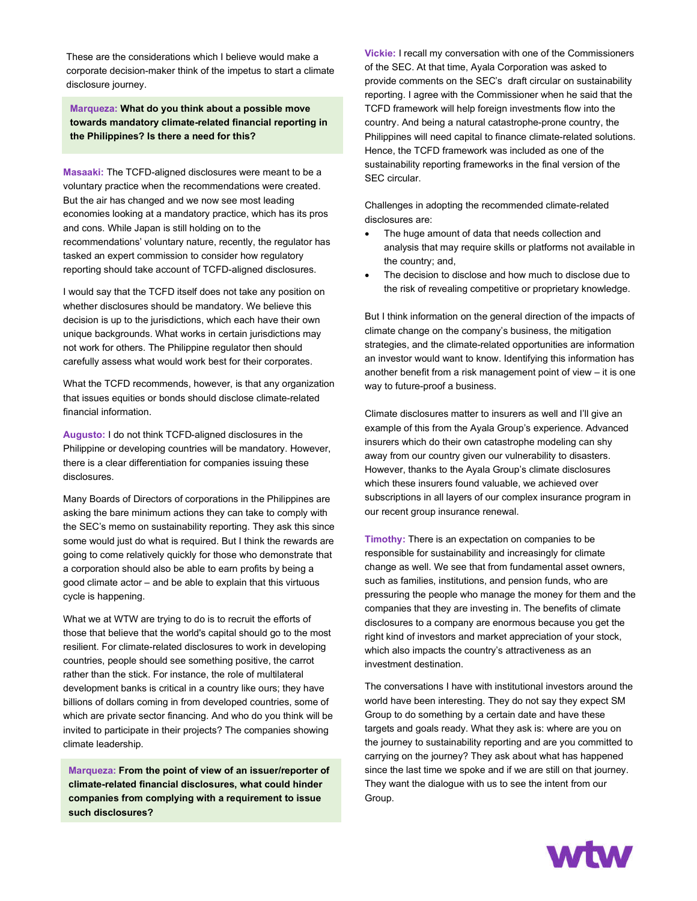These are the considerations which I believe would make a corporate decision-maker think of the impetus to start a climate disclosure journey.

**Marqueza: What do you think about a possible move towards mandatory climate-related financial reporting in the Philippines? Is there a need for this?**

**Masaaki:** The TCFD-aligned disclosures were meant to be a voluntary practice when the recommendations were created. But the air has changed and we now see most leading economies looking at a mandatory practice, which has its pros and cons. While Japan is still holding on to the recommendations' voluntary nature, recently, the regulator has tasked an expert commission to consider how regulatory reporting should take account of TCFD-aligned disclosures.

I would say that the TCFD itself does not take any position on whether disclosures should be mandatory. We believe this decision is up to the jurisdictions, which each have their own unique backgrounds. What works in certain jurisdictions may not work for others. The Philippine regulator then should carefully assess what would work best for their corporates.

What the TCFD recommends, however, is that any organization that issues equities or bonds should disclose climate-related financial information.

**Augusto:** I do not think TCFD-aligned disclosures in the Philippine or developing countries will be mandatory. However, there is a clear differentiation for companies issuing these disclosures.

Many Boards of Directors of corporations in the Philippines are asking the bare minimum actions they can take to comply with the SEC's memo on sustainability reporting. They ask this since some would just do what is required. But I think the rewards are going to come relatively quickly for those who demonstrate that a corporation should also be able to earn profits by being a good climate actor – and be able to explain that this virtuous cycle is happening.

What we at WTW are trying to do is to recruit the efforts of those that believe that the world's capital should go to the most resilient. For climate-related disclosures to work in developing countries, people should see something positive, the carrot rather than the stick. For instance, the role of multilateral development banks is critical in a country like ours; they have billions of dollars coming in from developed countries, some of which are private sector financing. And who do you think will be invited to participate in their projects? The companies showing climate leadership.

**Marqueza: From the point of view of an issuer/reporter of climate-related financial disclosures, what could hinder companies from complying with a requirement to issue such disclosures?**

**Vickie:** I recall my conversation with one of the Commissioners of the SEC. At that time, Ayala Corporation was asked to provide comments on the SEC's draft circular on sustainability reporting. I agree with the Commissioner when he said that the TCFD framework will help foreign investments flow into the country. And being a natural catastrophe-prone country, the Philippines will need capital to finance climate-related solutions. Hence, the TCFD framework was included as one of the sustainability reporting frameworks in the final version of the SEC circular.

Challenges in adopting the recommended climate-related disclosures are:

- The huge amount of data that needs collection and analysis that may require skills or platforms not available in the country; and,
- The decision to disclose and how much to disclose due to the risk of revealing competitive or proprietary knowledge.

But I think information on the general direction of the impacts of climate change on the company's business, the mitigation strategies, and the climate-related opportunities are information an investor would want to know. Identifying this information has another benefit from a risk management point of view – it is one way to future-proof a business.

Climate disclosures matter to insurers as well and I'll give an example of this from the Ayala Group's experience. Advanced insurers which do their own catastrophe modeling can shy away from our country given our vulnerability to disasters. However, thanks to the Ayala Group's climate disclosures which these insurers found valuable, we achieved over subscriptions in all layers of our complex insurance program in our recent group insurance renewal.

**Timothy:** There is an expectation on companies to be responsible for sustainability and increasingly for climate change as well. We see that from fundamental asset owners, such as families, institutions, and pension funds, who are pressuring the people who manage the money for them and the companies that they are investing in. The benefits of climate disclosures to a company are enormous because you get the right kind of investors and market appreciation of your stock, which also impacts the country's attractiveness as an investment destination.

The conversations I have with institutional investors around the world have been interesting. They do not say they expect SM Group to do something by a certain date and have these targets and goals ready. What they ask is: where are you on the journey to sustainability reporting and are you committed to carrying on the journey? They ask about what has happened since the last time we spoke and if we are still on that journey. They want the dialogue with us to see the intent from our Group.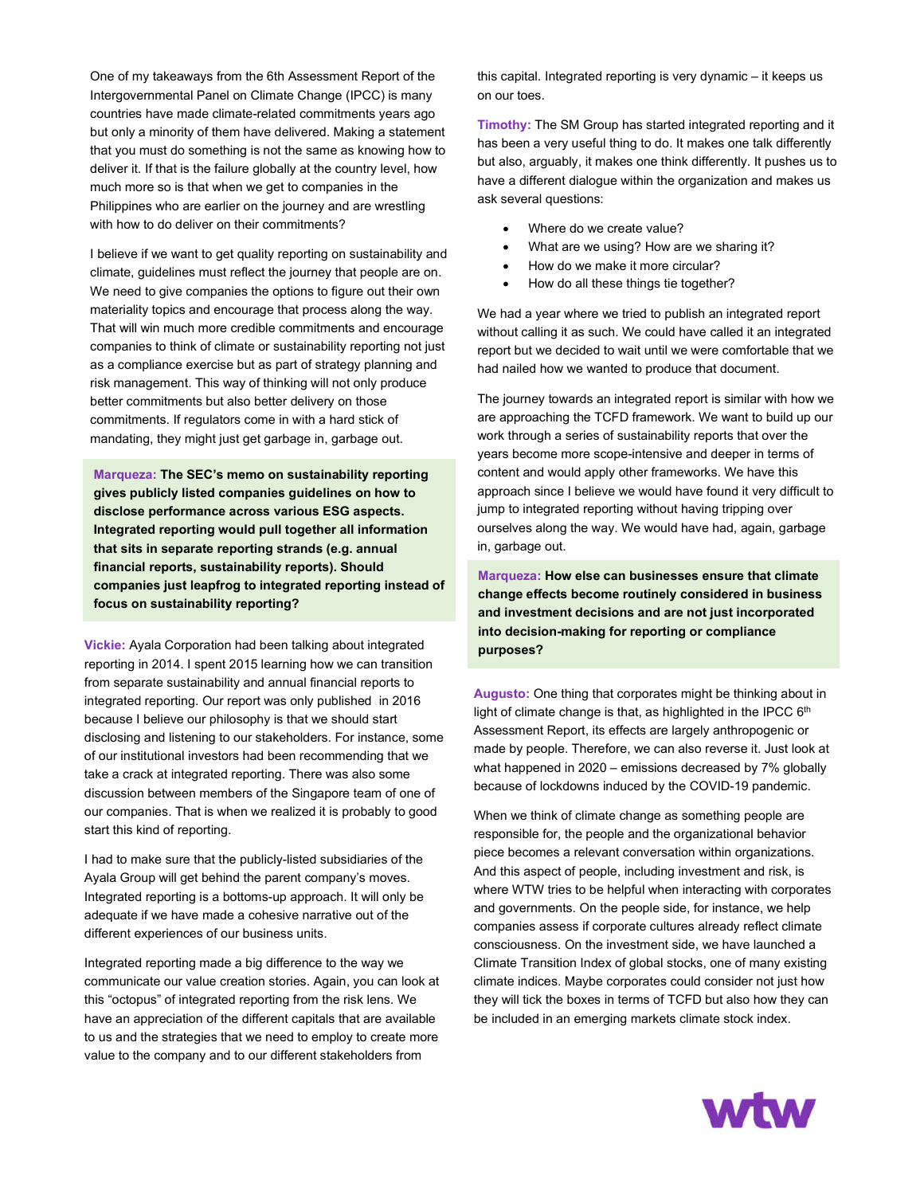One of my takeaways from the 6th Assessment Report of the Intergovernmental Panel on Climate Change (IPCC) is many countries have made climate-related commitments years ago but only a minority of them have delivered. Making a statement that you must do something is not the same as knowing how to deliver it. If that is the failure globally at the country level, how much more so is that when we get to companies in the Philippines who are earlier on the journey and are wrestling with how to do deliver on their commitments?

I believe if we want to get quality reporting on sustainability and climate, guidelines must reflect the journey that people are on. We need to give companies the options to figure out their own materiality topics and encourage that process along the way. That will win much more credible commitments and encourage companies to think of climate or sustainability reporting not just as a compliance exercise but as part of strategy planning and risk management. This way of thinking will not only produce better commitments but also better delivery on those commitments. If regulators come in with a hard stick of mandating, they might just get garbage in, garbage out.

**Marqueza: The SEC's memo on sustainability reporting gives publicly listed companies guidelines on how to disclose performance across various ESG aspects. Integrated reporting would pull together all information that sits in separate reporting strands (e.g. annual financial reports, sustainability reports). Should companies just leapfrog to integrated reporting instead of focus on sustainability reporting?**

**Vickie:** Ayala Corporation had been talking about integrated reporting in 2014. I spent 2015 learning how we can transition from separate sustainability and annual financial reports to integrated reporting. Our report was only published in 2016 because I believe our philosophy is that we should start disclosing and listening to our stakeholders. For instance, some of our institutional investors had been recommending that we take a crack at integrated reporting. There was also some discussion between members of the Singapore team of one of our companies. That is when we realized it is probably to good start this kind of reporting.

I had to make sure that the publicly-listed subsidiaries of the Ayala Group will get behind the parent company's moves. Integrated reporting is a bottoms-up approach. It will only be adequate if we have made a cohesive narrative out of the different experiences of our business units.

Integrated reporting made a big difference to the way we communicate our value creation stories. Again, you can look at this "octopus" of integrated reporting from the risk lens. We have an appreciation of the different capitals that are available to us and the strategies that we need to employ to create more value to the company and to our different stakeholders from this capital. Integrated reporting is very dynamic – it keeps us on our toes.

**Timothy:** The SM Group has started integrated reporting and it has been a very useful thing to do. It makes one talk differently but also, arguably, it makes one think differently. It pushes us to have a different dialogue within the organization and makes us ask several questions:

- Where do we create value?
- What are we using? How are we sharing it?
- How do we make it more circular?
- How do all these things tie together?

We had a year where we tried to publish an integrated report without calling it as such. We could have called it an integrated report but we decided to wait until we were comfortable that we had nailed how we wanted to produce that document.

The journey towards an integrated report is similar with how we are approaching the TCFD framework. We want to build up our work through a series of sustainability reports that over the years become more scope-intensive and deeper in terms of content and would apply other frameworks. We have this approach since I believe we would have found it very difficult to jump to integrated reporting without having tripping over ourselves along the way. We would have had, again, garbage in, garbage out.

**Marqueza: How else can businesses ensure that climate change effects become routinely considered in business and investment decisions and are not just incorporated into decision-making for reporting or compliance purposes?**

**Augusto:** One thing that corporates might be thinking about in light of climate change is that, as highlighted in the IPCC 6th Assessment Report, its effects are largely anthropogenic or made by people. Therefore, we can also reverse it. Just look at what happened in 2020 – emissions decreased by 7% globally because of lockdowns induced by the COVID-19 pandemic.

When we think of climate change as something people are responsible for, the people and the organizational behavior piece becomes a relevant conversation within organizations. And this aspect of people, including investment and risk, is where WTW tries to be helpful when interacting with corporates and governments. On the people side, for instance, we help companies assess if corporate cultures already reflect climate consciousness. On the investment side, we have launched a Climate Transition Index of global stocks, one of many existing climate indices. Maybe corporates could consider not just how they will tick the boxes in terms of TCFD but also how they can be included in an emerging markets climate stock index.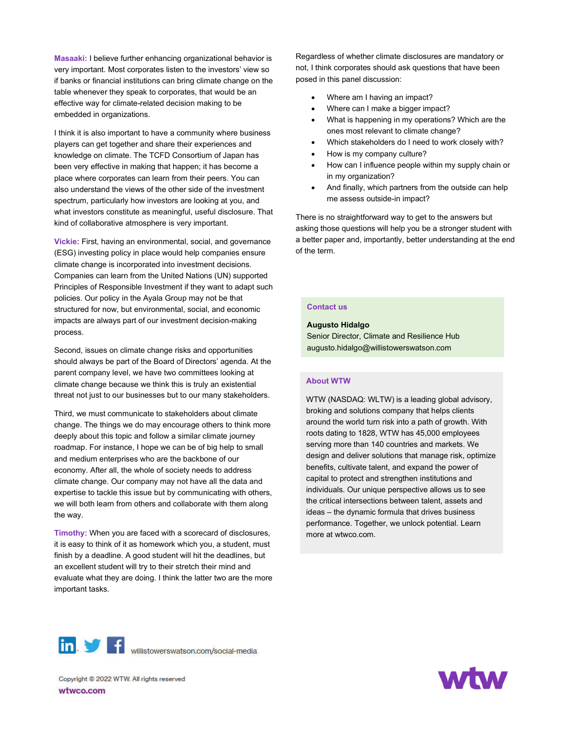**Masaaki:** I believe further enhancing organizational behavior is very important. Most corporates listen to the investors' view so if banks or financial institutions can bring climate change on the table whenever they speak to corporates, that would be an effective way for climate-related decision making to be embedded in organizations.

I think it is also important to have a community where business players can get together and share their experiences and knowledge on climate. The TCFD Consortium of Japan has been very effective in making that happen; it has become a place where corporates can learn from their peers. You can also understand the views of the other side of the investment spectrum, particularly how investors are looking at you, and what investors constitute as meaningful, useful disclosure. That kind of collaborative atmosphere is very important.

**Vickie:** First, having an environmental, social, and governance (ESG) investing policy in place would help companies ensure climate change is incorporated into investment decisions. Companies can learn from the United Nations (UN) supported Principles of Responsible Investment if they want to adapt such policies. Our policy in the Ayala Group may not be that structured for now, but environmental, social, and economic impacts are always part of our investment decision-making process.

Second, issues on climate change risks and opportunities should always be part of the Board of Directors' agenda. At the parent company level, we have two committees looking at climate change because we think this is truly an existential threat not just to our businesses but to our many stakeholders.

Third, we must communicate to stakeholders about climate change. The things we do may encourage others to think more deeply about this topic and follow a similar climate journey roadmap. For instance, I hope we can be of big help to small and medium enterprises who are the backbone of our economy. After all, the whole of society needs to address climate change. Our company may not have all the data and expertise to tackle this issue but by communicating with others, we will both learn from others and collaborate with them along the way.

**Timothy:** When you are faced with a scorecard of disclosures, it is easy to think of it as homework which you, a student, must finish by a deadline. A good student will hit the deadlines, but an excellent student will try to their stretch their mind and evaluate what they are doing. I think the latter two are the more important tasks.

Regardless of whether climate disclosures are mandatory or not, I think corporates should ask questions that have been posed in this panel discussion:

- Where am I having an impact?
- Where can I make a bigger impact?
- What is happening in my operations? Which are the ones most relevant to climate change?
- Which stakeholders do I need to work closely with?
- How is my company culture?
- How can I influence people within my supply chain or in my organization?
- And finally, which partners from the outside can help me assess outside-in impact?

There is no straightforward way to get to the answers but asking those questions will help you be a stronger student with a better paper and, importantly, better understanding at the end of the term.

### Contact us

**Augusto Hidalgo**
Senior Director, Climate and Resilience Hub
augusto.hidalgo@willistowerswatson.com

### About WTW

WTW (NASDAQ: WLTW) is a leading global advisory, broking and solutions company that helps clients around the world turn risk into a path of growth. With roots dating to 1828, WTW has 45,000 employees serving more than 140 countries and markets. We design and deliver solutions that manage risk, optimize benefits, cultivate talent, and expand the power of capital to protect and strengthen institutions and individuals. Our unique perspective allows us to see the critical intersections between talent, assets and ideas – the dynamic formula that drives business performance. Together, we unlock potential. Learn more at wtwco.com.

willistowerswatson.com/social-media

Copyright © 2022 WTW. All rights reserved
wtwco.com